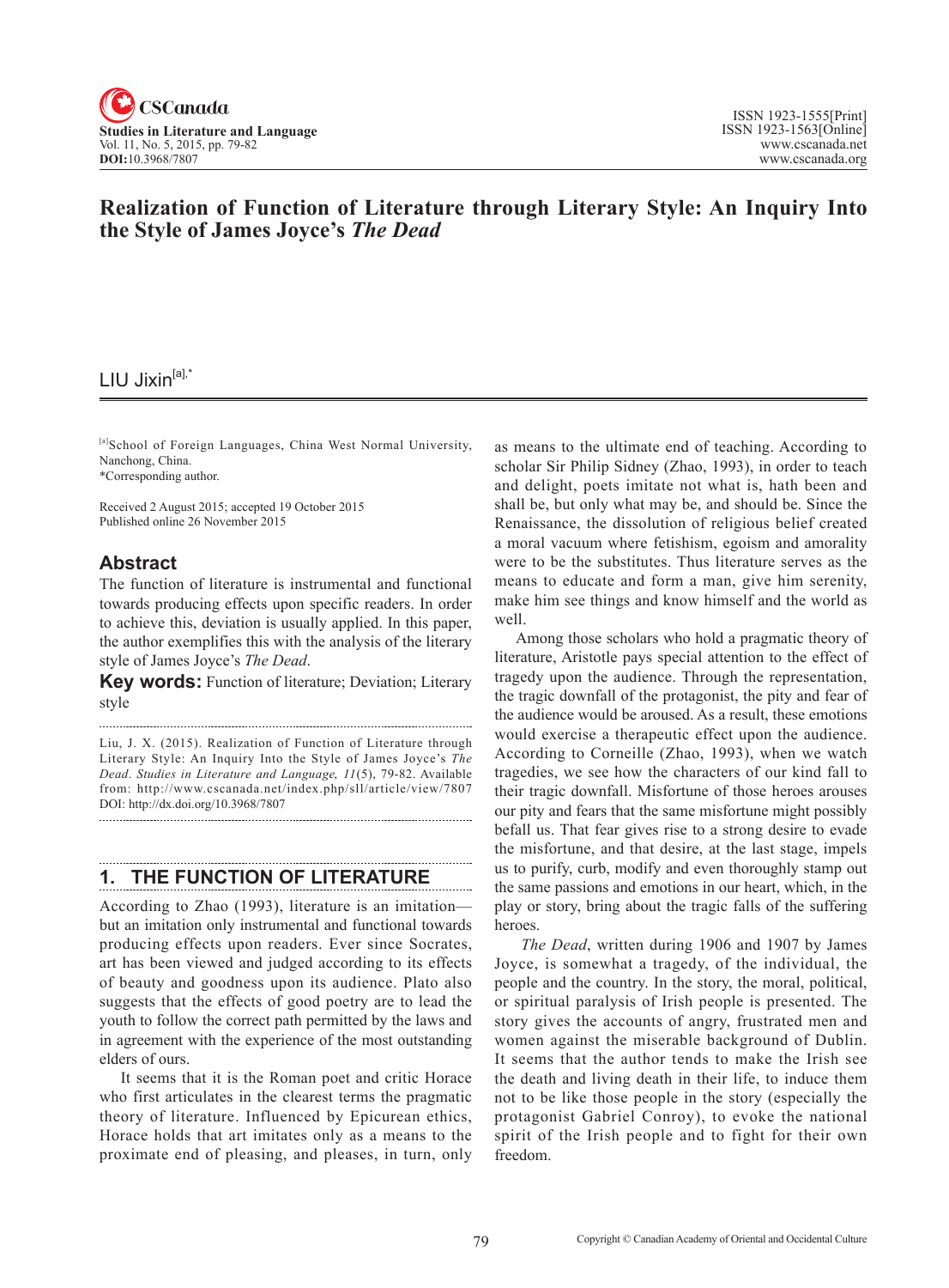# Realization of Function of Literature through Literary Style: An Inquiry Into the Style of James Joyce's *The Dead*

LIU Jixin[a],*

[a]School of Foreign Languages, China West Normal University, Nanchong, China.
*Corresponding author.

Received 2 August 2015; accepted 19 October 2015
Published online 26 November 2015

## Abstract

The function of literature is instrumental and functional towards producing effects upon specific readers. In order to achieve this, deviation is usually applied. In this paper, the author exemplifies this with the analysis of the literary style of James Joyce's *The Dead*.

**Key words:** Function of literature; Deviation; Literary style

Liu, J. X. (2015). Realization of Function of Literature through Literary Style: An Inquiry Into the Style of James Joyce's *The Dead*. *Studies in Literature and Language, 11*(5), 79-82. Available from: http://www.cscanada.net/index.php/sll/article/view/7807 DOI: http://dx.doi.org/10.3968/7807

## 1. THE FUNCTION OF LITERATURE

According to Zhao (1993), literature is an imitation—but an imitation only instrumental and functional towards producing effects upon readers. Ever since Socrates, art has been viewed and judged according to its effects of beauty and goodness upon its audience. Plato also suggests that the effects of good poetry are to lead the youth to follow the correct path permitted by the laws and in agreement with the experience of the most outstanding elders of ours.

It seems that it is the Roman poet and critic Horace who first articulates in the clearest terms the pragmatic theory of literature. Influenced by Epicurean ethics, Horace holds that art imitates only as a means to the proximate end of pleasing, and pleases, in turn, only as means to the ultimate end of teaching. According to scholar Sir Philip Sidney (Zhao, 1993), in order to teach and delight, poets imitate not what is, hath been and shall be, but only what may be, and should be. Since the Renaissance, the dissolution of religious belief created a moral vacuum where fetishism, egoism and amorality were to be the substitutes. Thus literature serves as the means to educate and form a man, give him serenity, make him see things and know himself and the world as well.

Among those scholars who hold a pragmatic theory of literature, Aristotle pays special attention to the effect of tragedy upon the audience. Through the representation, the tragic downfall of the protagonist, the pity and fear of the audience would be aroused. As a result, these emotions would exercise a therapeutic effect upon the audience. According to Corneille (Zhao, 1993), when we watch tragedies, we see how the characters of our kind fall to their tragic downfall. Misfortune of those heroes arouses our pity and fears that the same misfortune might possibly befall us. That fear gives rise to a strong desire to evade the misfortune, and that desire, at the last stage, impels us to purify, curb, modify and even thoroughly stamp out the same passions and emotions in our heart, which, in the play or story, bring about the tragic falls of the suffering heroes.

*The Dead*, written during 1906 and 1907 by James Joyce, is somewhat a tragedy, of the individual, the people and the country. In the story, the moral, political, or spiritual paralysis of Irish people is presented. The story gives the accounts of angry, frustrated men and women against the miserable background of Dublin. It seems that the author tends to make the Irish see the death and living death in their life, to induce them not to be like those people in the story (especially the protagonist Gabriel Conroy), to evoke the national spirit of the Irish people and to fight for their own freedom.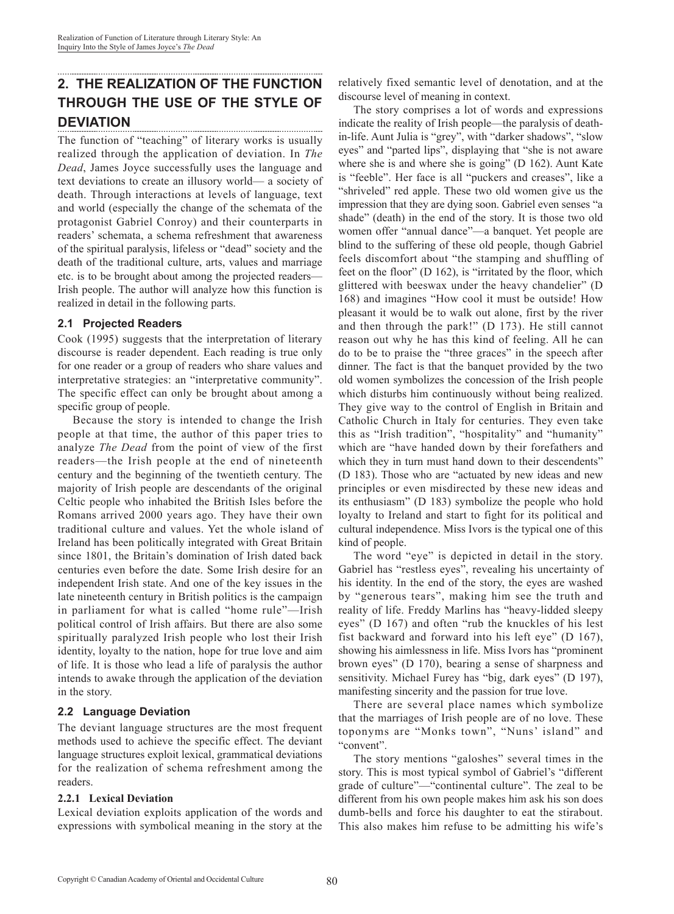## 2. THE REALIZATION OF THE FUNCTION THROUGH THE USE OF THE STYLE OF DEVIATION

The function of "teaching" of literary works is usually realized through the application of deviation. In *The Dead*, James Joyce successfully uses the language and text deviations to create an illusory world— a society of death. Through interactions at levels of language, text and world (especially the change of the schemata of the protagonist Gabriel Conroy) and their counterparts in readers' schemata, a schema refreshment that awareness of the spiritual paralysis, lifeless or "dead" society and the death of the traditional culture, arts, values and marriage etc. is to be brought about among the projected readers—Irish people. The author will analyze how this function is realized in detail in the following parts.

### 2.1 Projected Readers

Cook (1995) suggests that the interpretation of literary discourse is reader dependent. Each reading is true only for one reader or a group of readers who share values and interpretative strategies: an "interpretative community". The specific effect can only be brought about among a specific group of people.

Because the story is intended to change the Irish people at that time, the author of this paper tries to analyze *The Dead* from the point of view of the first readers—the Irish people at the end of nineteenth century and the beginning of the twentieth century. The majority of Irish people are descendants of the original Celtic people who inhabited the British Isles before the Romans arrived 2000 years ago. They have their own traditional culture and values. Yet the whole island of Ireland has been politically integrated with Great Britain since 1801, the Britain's domination of Irish dated back centuries even before the date. Some Irish desire for an independent Irish state. And one of the key issues in the late nineteenth century in British politics is the campaign in parliament for what is called "home rule"—Irish political control of Irish affairs. But there are also some spiritually paralyzed Irish people who lost their Irish identity, loyalty to the nation, hope for true love and aim of life. It is those who lead a life of paralysis the author intends to awake through the application of the deviation in the story.

### 2.2 Language Deviation

The deviant language structures are the most frequent methods used to achieve the specific effect. The deviant language structures exploit lexical, grammatical deviations for the realization of schema refreshment among the readers.

#### 2.2.1 Lexical Deviation

Lexical deviation exploits application of the words and expressions with symbolical meaning in the story at the relatively fixed semantic level of denotation, and at the discourse level of meaning in context.

The story comprises a lot of words and expressions indicate the reality of Irish people—the paralysis of death-in-life. Aunt Julia is "grey", with "darker shadows", "slow eyes" and "parted lips", displaying that "she is not aware where she is and where she is going" (D 162). Aunt Kate is "feeble". Her face is all "puckers and creases", like a "shriveled" red apple. These two old women give us the impression that they are dying soon. Gabriel even senses "a shade" (death) in the end of the story. It is those two old women offer "annual dance"—a banquet. Yet people are blind to the suffering of these old people, though Gabriel feels discomfort about "the stamping and shuffling of feet on the floor" (D 162), is "irritated by the floor, which glittered with beeswax under the heavy chandelier" (D 168) and imagines "How cool it must be outside! How pleasant it would be to walk out alone, first by the river and then through the park!" (D 173). He still cannot reason out why he has this kind of feeling. All he can do to be to praise the "three graces" in the speech after dinner. The fact is that the banquet provided by the two old women symbolizes the concession of the Irish people which disturbs him continuously without being realized. They give way to the control of English in Britain and Catholic Church in Italy for centuries. They even take this as "Irish tradition", "hospitality" and "humanity" which are "have handed down by their forefathers and which they in turn must hand down to their descendents" (D 183). Those who are "actuated by new ideas and new principles or even misdirected by these new ideas and its enthusiasm" (D 183) symbolize the people who hold loyalty to Ireland and start to fight for its political and cultural independence. Miss Ivors is the typical one of this kind of people.

The word "eye" is depicted in detail in the story. Gabriel has "restless eyes", revealing his uncertainty of his identity. In the end of the story, the eyes are washed by "generous tears", making him see the truth and reality of life. Freddy Marlins has "heavy-lidded sleepy eyes" (D 167) and often "rub the knuckles of his lest fist backward and forward into his left eye" (D 167), showing his aimlessness in life. Miss Ivors has "prominent brown eyes" (D 170), bearing a sense of sharpness and sensitivity. Michael Furey has "big, dark eyes" (D 197), manifesting sincerity and the passion for true love.

There are several place names which symbolize that the marriages of Irish people are of no love. These toponyms are "Monks town", "Nuns' island" and "convent".

The story mentions "galoshes" several times in the story. This is most typical symbol of Gabriel's "different grade of culture"—"continental culture". The zeal to be different from his own people makes him ask his son does dumb-bells and force his daughter to eat the stirabout. This also makes him refuse to be admitting his wife's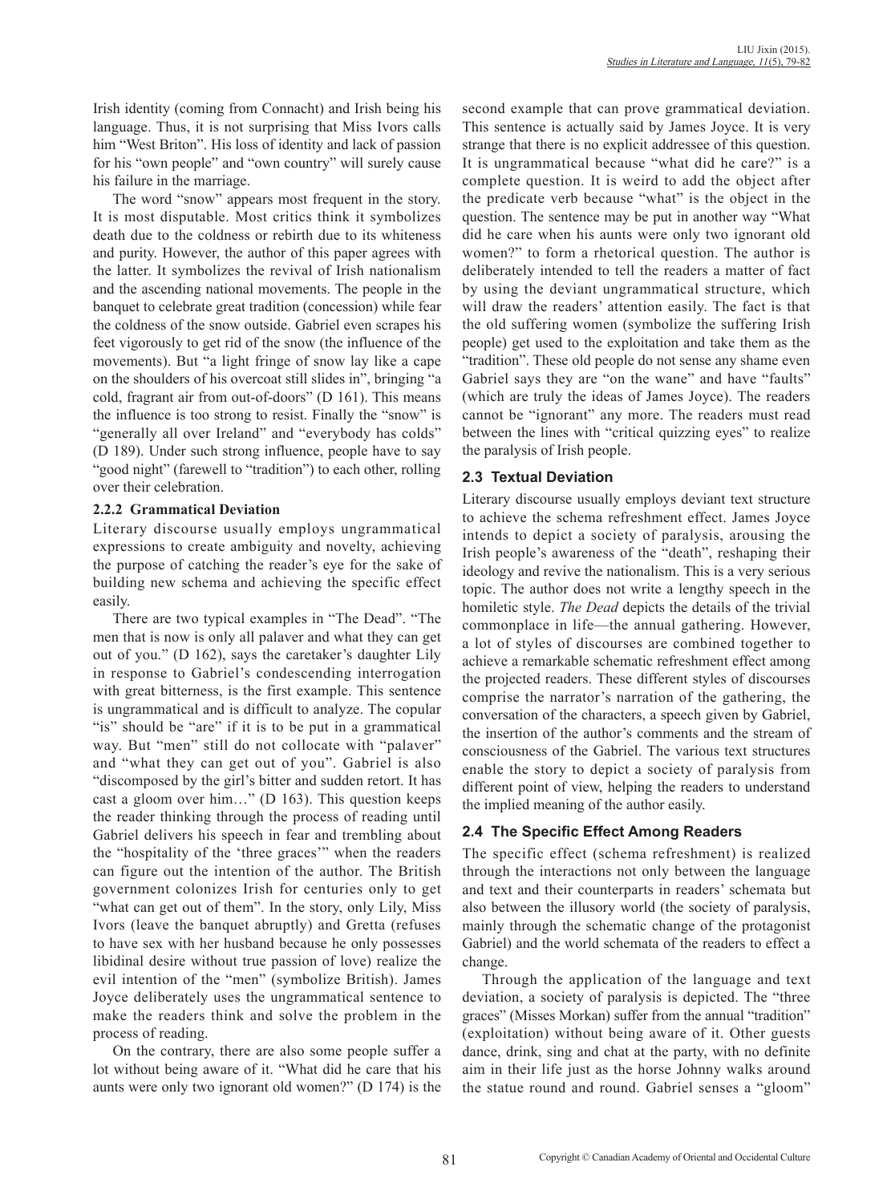Irish identity (coming from Connacht) and Irish being his language. Thus, it is not surprising that Miss Ivors calls him "West Briton". His loss of identity and lack of passion for his "own people" and "own country" will surely cause his failure in the marriage.

The word "snow" appears most frequent in the story. It is most disputable. Most critics think it symbolizes death due to the coldness or rebirth due to its whiteness and purity. However, the author of this paper agrees with the latter. It symbolizes the revival of Irish nationalism and the ascending national movements. The people in the banquet to celebrate great tradition (concession) while fear the coldness of the snow outside. Gabriel even scrapes his feet vigorously to get rid of the snow (the influence of the movements). But "a light fringe of snow lay like a cape on the shoulders of his overcoat still slides in", bringing "a cold, fragrant air from out-of-doors" (D 161). This means the influence is too strong to resist. Finally the "snow" is "generally all over Ireland" and "everybody has colds" (D 189). Under such strong influence, people have to say "good night" (farewell to "tradition") to each other, rolling over their celebration.

#### 2.2.2 Grammatical Deviation

Literary discourse usually employs ungrammatical expressions to create ambiguity and novelty, achieving the purpose of catching the reader's eye for the sake of building new schema and achieving the specific effect easily.

There are two typical examples in "The Dead". "The men that is now is only all palaver and what they can get out of you." (D 162), says the caretaker's daughter Lily in response to Gabriel's condescending interrogation with great bitterness, is the first example. This sentence is ungrammatical and is difficult to analyze. The copular "is" should be "are" if it is to be put in a grammatical way. But "men" still do not collocate with "palaver" and "what they can get out of you". Gabriel is also "discomposed by the girl's bitter and sudden retort. It has cast a gloom over him…" (D 163). This question keeps the reader thinking through the process of reading until Gabriel delivers his speech in fear and trembling about the "hospitality of the 'three graces'" when the readers can figure out the intention of the author. The British government colonizes Irish for centuries only to get "what can get out of them". In the story, only Lily, Miss Ivors (leave the banquet abruptly) and Gretta (refuses to have sex with her husband because he only possesses libidinal desire without true passion of love) realize the evil intention of the "men" (symbolize British). James Joyce deliberately uses the ungrammatical sentence to make the readers think and solve the problem in the process of reading.

On the contrary, there are also some people suffer a lot without being aware of it. "What did he care that his aunts were only two ignorant old women?" (D 174) is the second example that can prove grammatical deviation. This sentence is actually said by James Joyce. It is very strange that there is no explicit addressee of this question. It is ungrammatical because "what did he care?" is a complete question. It is weird to add the object after the predicate verb because "what" is the object in the question. The sentence may be put in another way "What did he care when his aunts were only two ignorant old women?" to form a rhetorical question. The author is deliberately intended to tell the readers a matter of fact by using the deviant ungrammatical structure, which will draw the readers' attention easily. The fact is that the old suffering women (symbolize the suffering Irish people) get used to the exploitation and take them as the "tradition". These old people do not sense any shame even Gabriel says they are "on the wane" and have "faults" (which are truly the ideas of James Joyce). The readers cannot be "ignorant" any more. The readers must read between the lines with "critical quizzing eyes" to realize the paralysis of Irish people.

### 2.3 Textual Deviation

Literary discourse usually employs deviant text structure to achieve the schema refreshment effect. James Joyce intends to depict a society of paralysis, arousing the Irish people's awareness of the "death", reshaping their ideology and revive the nationalism. This is a very serious topic. The author does not write a lengthy speech in the homiletic style. *The Dead* depicts the details of the trivial commonplace in life—the annual gathering. However, a lot of styles of discourses are combined together to achieve a remarkable schematic refreshment effect among the projected readers. These different styles of discourses comprise the narrator's narration of the gathering, the conversation of the characters, a speech given by Gabriel, the insertion of the author's comments and the stream of consciousness of the Gabriel. The various text structures enable the story to depict a society of paralysis from different point of view, helping the readers to understand the implied meaning of the author easily.

### 2.4 The Specific Effect Among Readers

The specific effect (schema refreshment) is realized through the interactions not only between the language and text and their counterparts in readers' schemata but also between the illusory world (the society of paralysis, mainly through the schematic change of the protagonist Gabriel) and the world schemata of the readers to effect a change.

Through the application of the language and text deviation, a society of paralysis is depicted. The "three graces" (Misses Morkan) suffer from the annual "tradition" (exploitation) without being aware of it. Other guests dance, drink, sing and chat at the party, with no definite aim in their life just as the horse Johnny walks around the statue round and round. Gabriel senses a "gloom"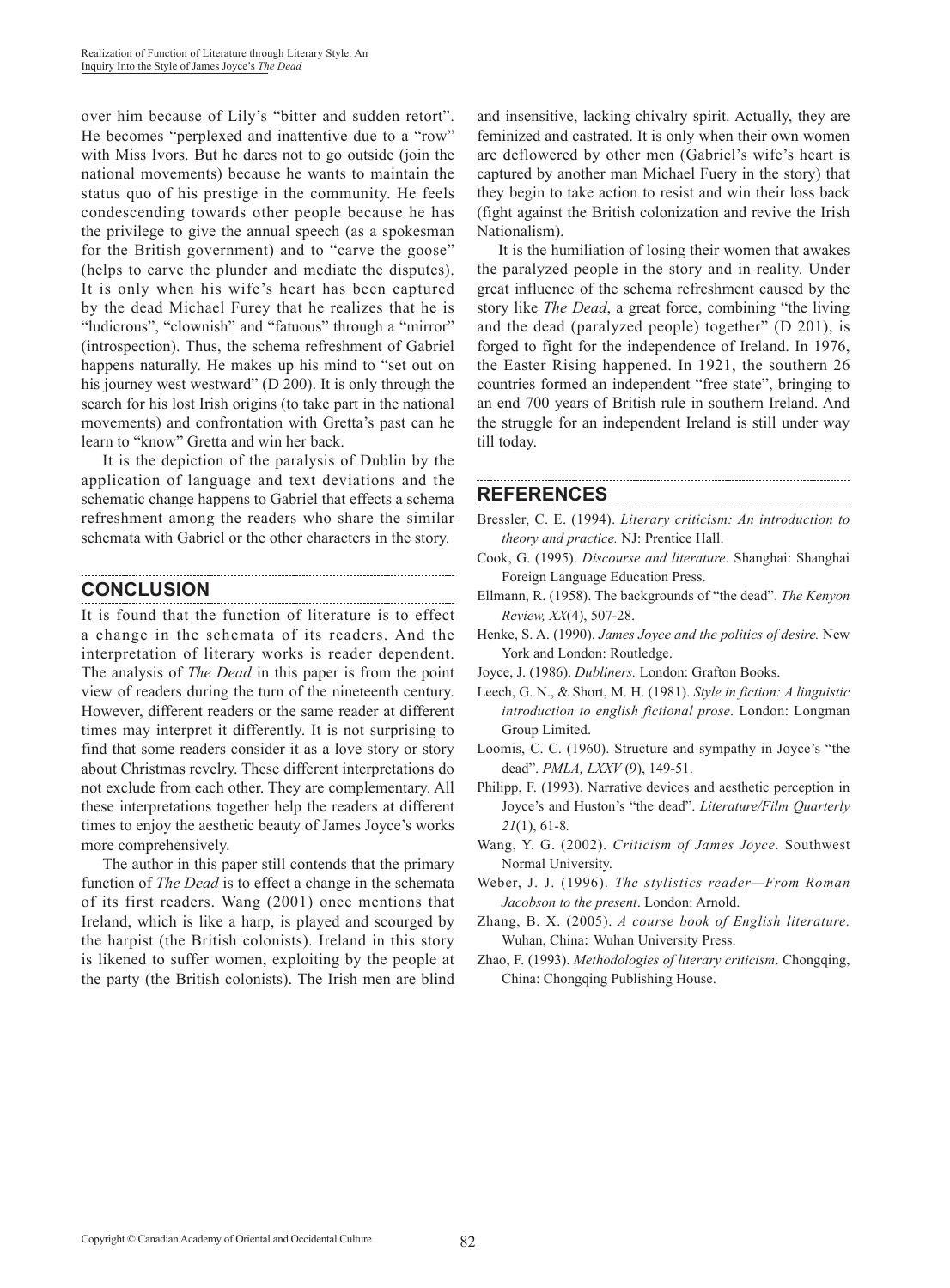over him because of Lily's "bitter and sudden retort". He becomes "perplexed and inattentive due to a "row" with Miss Ivors. But he dares not to go outside (join the national movements) because he wants to maintain the status quo of his prestige in the community. He feels condescending towards other people because he has the privilege to give the annual speech (as a spokesman for the British government) and to "carve the goose" (helps to carve the plunder and mediate the disputes). It is only when his wife's heart has been captured by the dead Michael Furey that he realizes that he is "ludicrous", "clownish" and "fatuous" through a "mirror" (introspection). Thus, the schema refreshment of Gabriel happens naturally. He makes up his mind to "set out on his journey west westward" (D 200). It is only through the search for his lost Irish origins (to take part in the national movements) and confrontation with Gretta's past can he learn to "know" Gretta and win her back.

It is the depiction of the paralysis of Dublin by the application of language and text deviations and the schematic change happens to Gabriel that effects a schema refreshment among the readers who share the similar schemata with Gabriel or the other characters in the story.

## CONCLUSION

It is found that the function of literature is to effect a change in the schemata of its readers. And the interpretation of literary works is reader dependent. The analysis of *The Dead* in this paper is from the point view of readers during the turn of the nineteenth century. However, different readers or the same reader at different times may interpret it differently. It is not surprising to find that some readers consider it as a love story or story about Christmas revelry. These different interpretations do not exclude from each other. They are complementary. All these interpretations together help the readers at different times to enjoy the aesthetic beauty of James Joyce's works more comprehensively.

The author in this paper still contends that the primary function of *The Dead* is to effect a change in the schemata of its first readers. Wang (2001) once mentions that Ireland, which is like a harp, is played and scourged by the harpist (the British colonists). Ireland in this story is likened to suffer women, exploiting by the people at the party (the British colonists). The Irish men are blind and insensitive, lacking chivalry spirit. Actually, they are feminized and castrated. It is only when their own women are deflowered by other men (Gabriel's wife's heart is captured by another man Michael Fuery in the story) that they begin to take action to resist and win their loss back (fight against the British colonization and revive the Irish Nationalism).

It is the humiliation of losing their women that awakes the paralyzed people in the story and in reality. Under great influence of the schema refreshment caused by the story like *The Dead*, a great force, combining "the living and the dead (paralyzed people) together" (D 201), is forged to fight for the independence of Ireland. In 1976, the Easter Rising happened. In 1921, the southern 26 countries formed an independent "free state", bringing to an end 700 years of British rule in southern Ireland. And the struggle for an independent Ireland is still under way till today.

## REFERENCES

Bressler, C. E. (1994). *Literary criticism: An introduction to theory and practice.* NJ: Prentice Hall.

Cook, G. (1995). *Discourse and literature*. Shanghai: Shanghai Foreign Language Education Press.

Ellmann, R. (1958). The backgrounds of "the dead". *The Kenyon Review, XX*(4), 507-28.

Henke, S. A. (1990). *James Joyce and the politics of desire.* New York and London: Routledge.

Joyce, J. (1986). *Dubliners.* London: Grafton Books.

Leech, G. N., & Short, M. H. (1981). *Style in fiction: A linguistic introduction to english fictional prose*. London: Longman Group Limited.

Loomis, C. C. (1960). Structure and sympathy in Joyce's "the dead". *PMLA, LXXV* (9), 149-51.

Philipp, F. (1993). Narrative devices and aesthetic perception in Joyce's and Huston's "the dead". *Literature/Film Quarterly 21*(1), 61-8.

Wang, Y. G. (2002). *Criticism of James Joyce.* Southwest Normal University.

Weber, J. J. (1996). *The stylistics reader—From Roman Jacobson to the present*. London: Arnold.

Zhang, B. X. (2005). *A course book of English literature.* Wuhan, China: Wuhan University Press.

Zhao, F. (1993). *Methodologies of literary criticism*. Chongqing, China: Chongqing Publishing House.